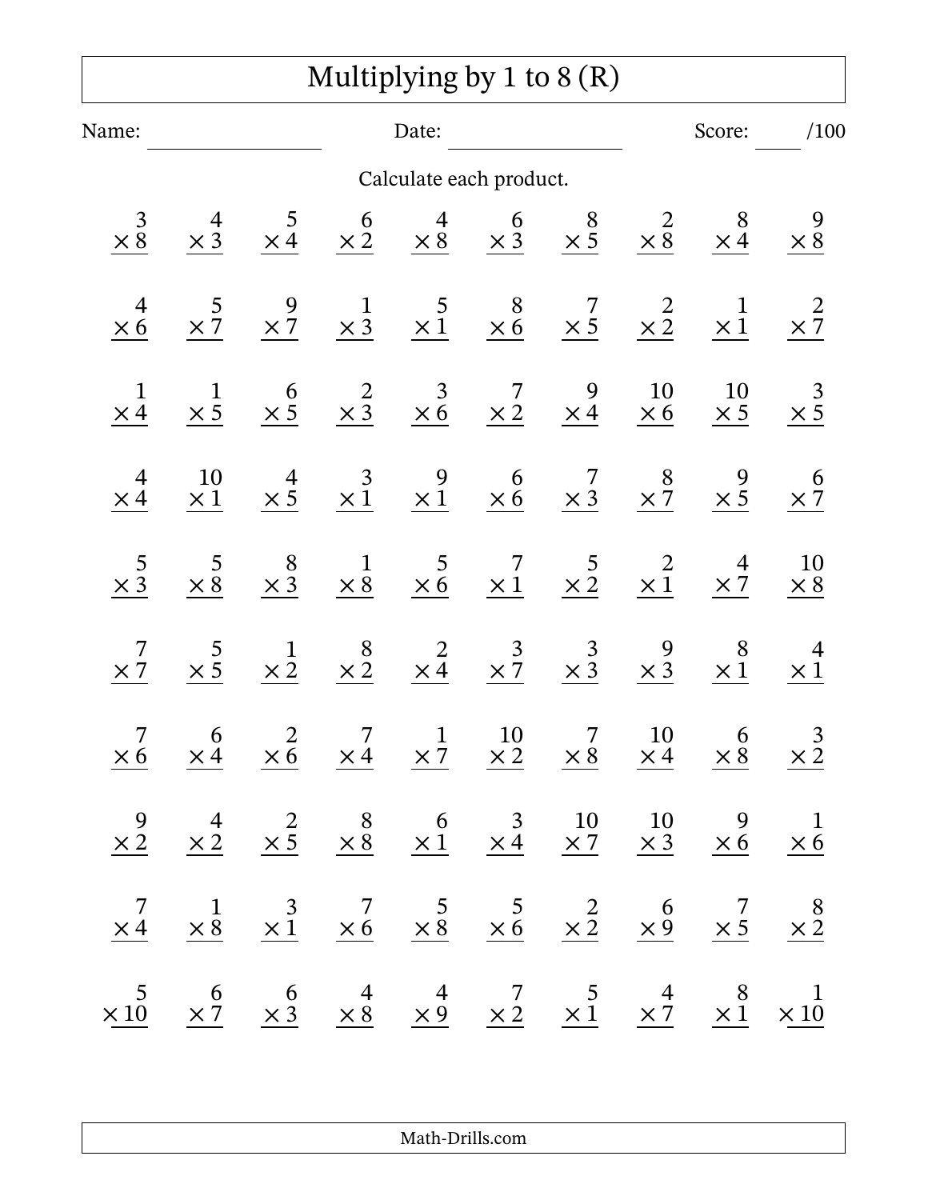# Multiplying by 1 to 8 (R)

Name: ________________ Date: ________________ Score: ____ /100

Calculate each product.

| | | | | | | | | | |
|---|---|---|---|---|---|---|---|---|---|
| $3 \times 8$ | $4 \times 3$ | $5 \times 4$ | $6 \times 2$ | $4 \times 8$ | $6 \times 3$ | $8 \times 5$ | $2 \times 8$ | $8 \times 4$ | $9 \times 8$ |
| $4 \times 6$ | $5 \times 7$ | $9 \times 7$ | $1 \times 3$ | $5 \times 1$ | $8 \times 6$ | $7 \times 5$ | $2 \times 2$ | $1 \times 1$ | $2 \times 7$ |
| $1 \times 4$ | $1 \times 5$ | $6 \times 5$ | $2 \times 3$ | $3 \times 6$ | $7 \times 2$ | $9 \times 4$ | $10 \times 6$ | $10 \times 5$ | $3 \times 5$ |
| $4 \times 4$ | $10 \times 1$ | $4 \times 5$ | $3 \times 1$ | $9 \times 1$ | $6 \times 6$ | $7 \times 3$ | $8 \times 7$ | $9 \times 5$ | $6 \times 7$ |
| $5 \times 3$ | $5 \times 8$ | $8 \times 3$ | $1 \times 8$ | $5 \times 6$ | $7 \times 1$ | $5 \times 2$ | $2 \times 1$ | $4 \times 7$ | $10 \times 8$ |
| $7 \times 7$ | $5 \times 5$ | $1 \times 2$ | $8 \times 2$ | $2 \times 4$ | $3 \times 7$ | $3 \times 3$ | $9 \times 3$ | $8 \times 1$ | $4 \times 1$ |
| $7 \times 6$ | $6 \times 4$ | $2 \times 6$ | $7 \times 4$ | $1 \times 7$ | $10 \times 2$ | $7 \times 8$ | $10 \times 4$ | $6 \times 8$ | $3 \times 2$ |
| $9 \times 2$ | $4 \times 2$ | $2 \times 5$ | $8 \times 8$ | $6 \times 1$ | $3 \times 4$ | $10 \times 7$ | $10 \times 3$ | $9 \times 6$ | $1 \times 6$ |
| $7 \times 4$ | $1 \times 8$ | $3 \times 1$ | $7 \times 6$ | $5 \times 8$ | $5 \times 6$ | $2 \times 2$ | $6 \times 9$ | $7 \times 5$ | $8 \times 2$ |
| $5 \times 10$ | $6 \times 7$ | $6 \times 3$ | $4 \times 8$ | $4 \times 9$ | $7 \times 2$ | $5 \times 1$ | $4 \times 7$ | $8 \times 1$ | $1 \times 10$ |

Math-Drills.com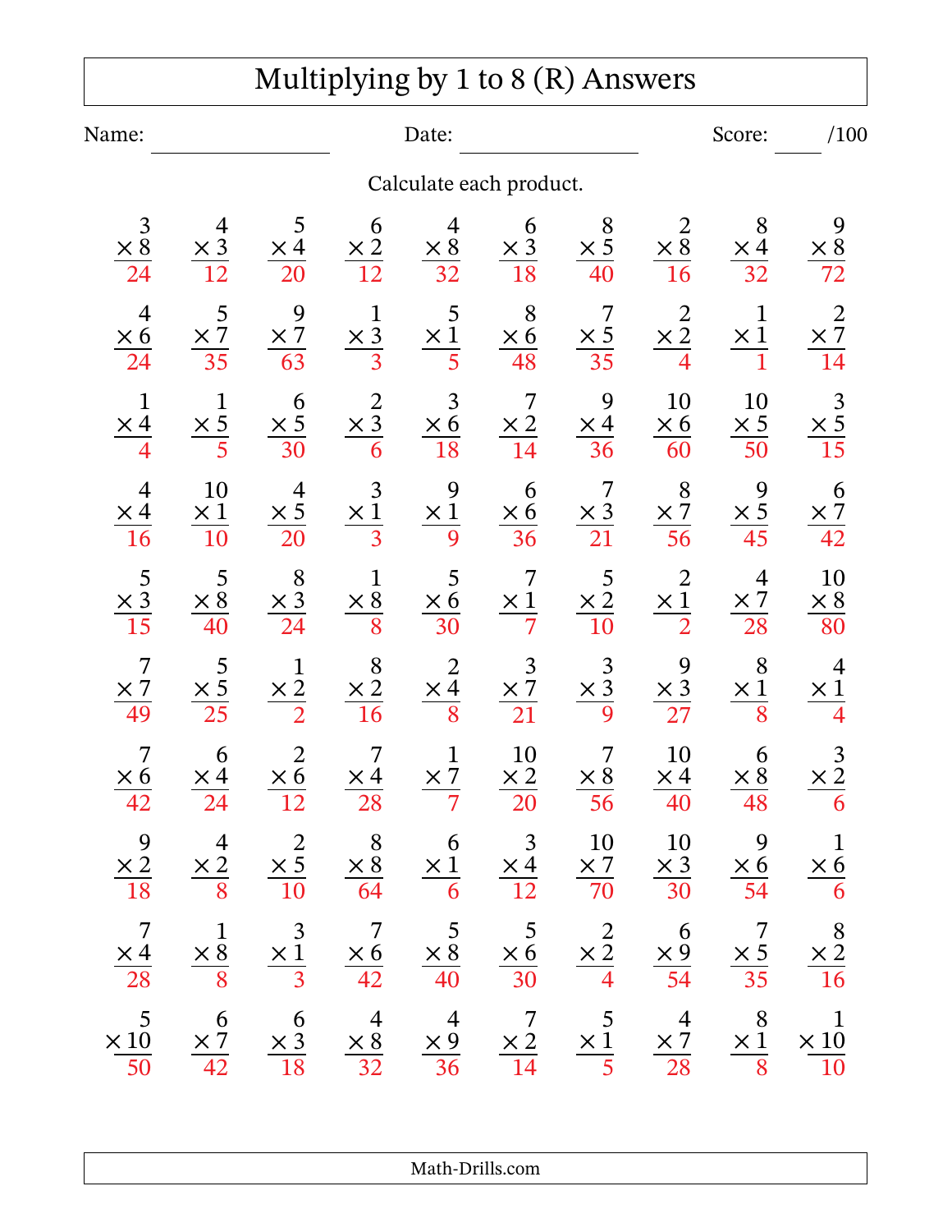# Multiplying by 1 to 8 (R) Answers

Name: ____________ Date: ____________ Score: ____ /100

Calculate each product.

| | | | | | | | | | |
|---|---|---|---|---|---|---|---|---|---|
| $3 \times 8 = 24$ | $4 \times 3 = 12$ | $5 \times 4 = 20$ | $6 \times 2 = 12$ | $4 \times 8 = 32$ | $6 \times 3 = 18$ | $8 \times 5 = 40$ | $2 \times 8 = 16$ | $8 \times 4 = 32$ | $9 \times 8 = 72$ |
| $4 \times 6 = 24$ | $5 \times 7 = 35$ | $9 \times 7 = 63$ | $1 \times 3 = 3$ | $5 \times 1 = 5$ | $8 \times 6 = 48$ | $7 \times 5 = 35$ | $2 \times 2 = 4$ | $1 \times 1 = 1$ | $2 \times 7 = 14$ |
| $1 \times 4 = 4$ | $1 \times 5 = 5$ | $6 \times 5 = 30$ | $2 \times 3 = 6$ | $3 \times 6 = 18$ | $7 \times 2 = 14$ | $9 \times 4 = 36$ | $10 \times 6 = 60$ | $10 \times 5 = 50$ | $3 \times 5 = 15$ |
| $4 \times 4 = 16$ | $10 \times 1 = 10$ | $4 \times 5 = 20$ | $3 \times 1 = 3$ | $9 \times 1 = 9$ | $6 \times 6 = 36$ | $7 \times 3 = 21$ | $8 \times 7 = 56$ | $9 \times 5 = 45$ | $6 \times 7 = 42$ |
| $5 \times 3 = 15$ | $5 \times 8 = 40$ | $8 \times 3 = 24$ | $1 \times 8 = 8$ | $5 \times 6 = 30$ | $7 \times 1 = 7$ | $5 \times 2 = 10$ | $2 \times 1 = 2$ | $4 \times 7 = 28$ | $10 \times 8 = 80$ |
| $7 \times 7 = 49$ | $5 \times 5 = 25$ | $1 \times 2 = 2$ | $8 \times 2 = 16$ | $2 \times 4 = 8$ | $3 \times 7 = 21$ | $3 \times 3 = 9$ | $9 \times 3 = 27$ | $8 \times 1 = 8$ | $4 \times 1 = 4$ |
| $7 \times 6 = 42$ | $6 \times 4 = 24$ | $2 \times 6 = 12$ | $7 \times 4 = 28$ | $1 \times 7 = 7$ | $10 \times 2 = 20$ | $7 \times 8 = 56$ | $10 \times 4 = 40$ | $6 \times 8 = 48$ | $3 \times 2 = 6$ |
| $9 \times 2 = 18$ | $4 \times 2 = 8$ | $2 \times 5 = 10$ | $8 \times 8 = 64$ | $6 \times 1 = 6$ | $3 \times 4 = 12$ | $10 \times 7 = 70$ | $10 \times 3 = 30$ | $9 \times 6 = 54$ | $1 \times 6 = 6$ |
| $7 \times 4 = 28$ | $1 \times 8 = 8$ | $3 \times 1 = 3$ | $7 \times 6 = 42$ | $5 \times 8 = 40$ | $5 \times 6 = 30$ | $2 \times 2 = 4$ | $6 \times 9 = 54$ | $7 \times 5 = 35$ | $8 \times 2 = 16$ |
| $5 \times 10 = 50$ | $6 \times 7 = 42$ | $6 \times 3 = 18$ | $4 \times 8 = 32$ | $4 \times 9 = 36$ | $7 \times 2 = 14$ | $5 \times 1 = 5$ | $4 \times 7 = 28$ | $8 \times 1 = 8$ | $1 \times 10 = 10$ |

Math-Drills.com